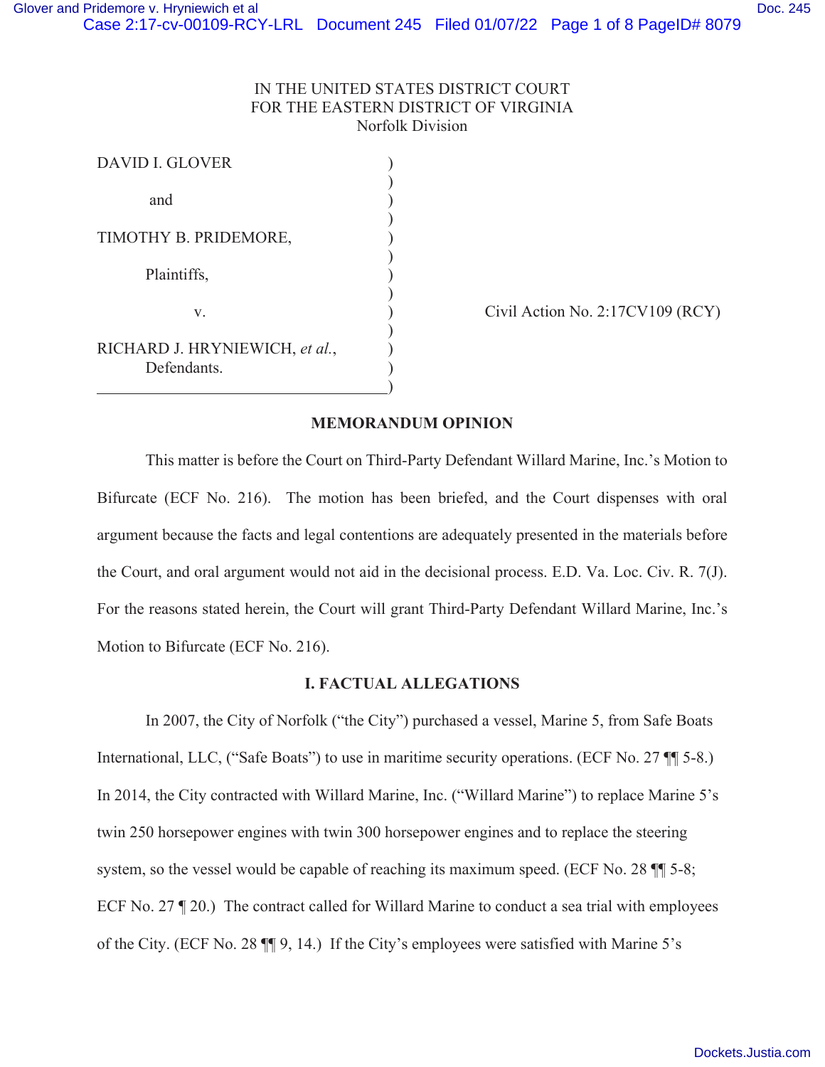IN THE UNITED STATES DISTRICT COURT
FOR THE EASTERN DISTRICT OF VIRGINIA
Norfolk Division

DAVID I. GLOVER

and

TIMOTHY B. PRIDEMORE,

Plaintiffs,

v.

RICHARD J. HRYNIEWICH, *et al.*,
Defendants.

Civil Action No. 2:17CV109 (RCY)

## MEMORANDUM OPINION

This matter is before the Court on Third-Party Defendant Willard Marine, Inc.'s Motion to Bifurcate (ECF No. 216). The motion has been briefed, and the Court dispenses with oral argument because the facts and legal contentions are adequately presented in the materials before the Court, and oral argument would not aid in the decisional process. E.D. Va. Loc. Civ. R. 7(J). For the reasons stated herein, the Court will grant Third-Party Defendant Willard Marine, Inc.'s Motion to Bifurcate (ECF No. 216).

## I. FACTUAL ALLEGATIONS

In 2007, the City of Norfolk ("the City") purchased a vessel, Marine 5, from Safe Boats International, LLC, ("Safe Boats") to use in maritime security operations. (ECF No. 27 ¶¶ 5-8.) In 2014, the City contracted with Willard Marine, Inc. ("Willard Marine") to replace Marine 5's twin 250 horsepower engines with twin 300 horsepower engines and to replace the steering system, so the vessel would be capable of reaching its maximum speed. (ECF No. 28 ¶¶ 5-8; ECF No. 27 ¶ 20.) The contract called for Willard Marine to conduct a sea trial with employees of the City. (ECF No. 28 ¶¶ 9, 14.) If the City's employees were satisfied with Marine 5's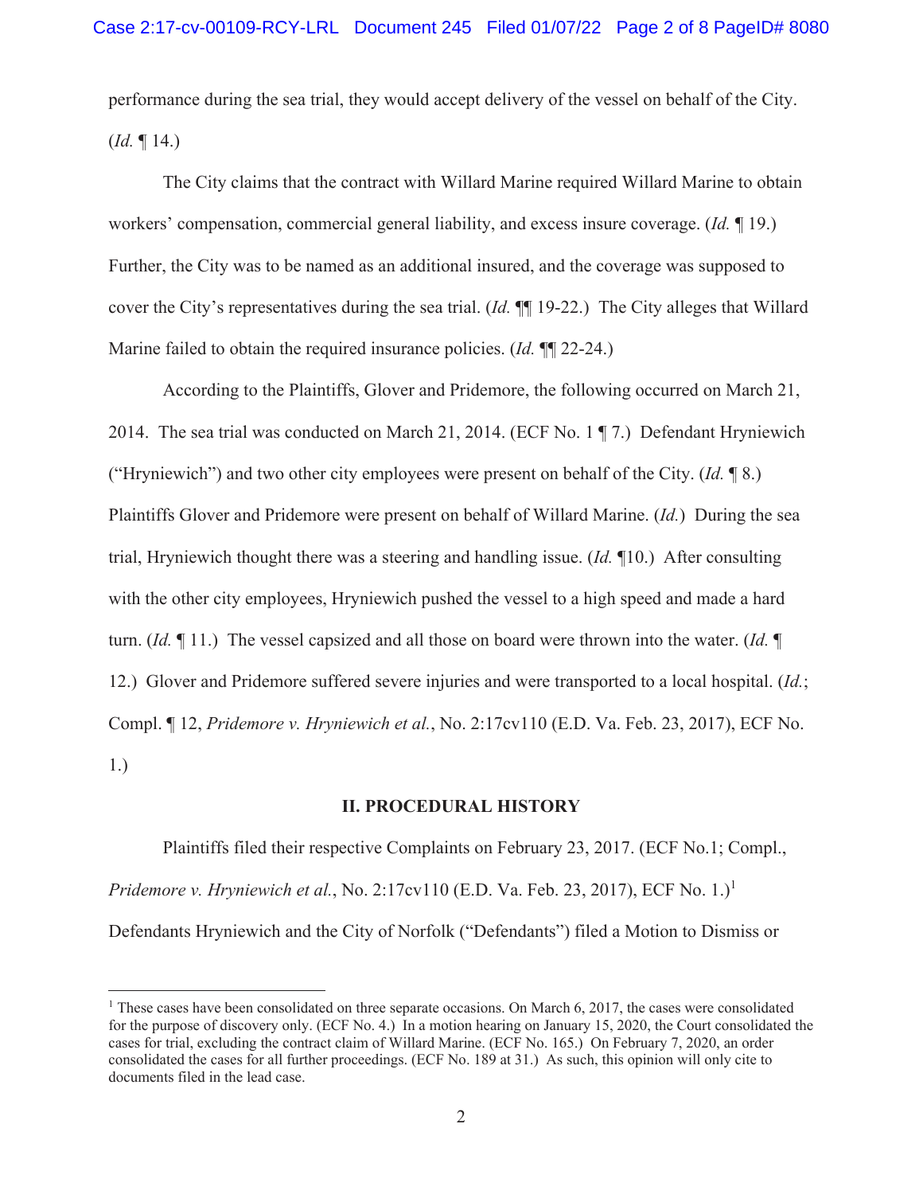performance during the sea trial, they would accept delivery of the vessel on behalf of the City. (*Id.* ¶ 14.)

The City claims that the contract with Willard Marine required Willard Marine to obtain workers' compensation, commercial general liability, and excess insure coverage. (*Id.* ¶ 19.) Further, the City was to be named as an additional insured, and the coverage was supposed to cover the City's representatives during the sea trial. (*Id.* ¶¶ 19-22.) The City alleges that Willard Marine failed to obtain the required insurance policies. (*Id.* ¶¶ 22-24.)

According to the Plaintiffs, Glover and Pridemore, the following occurred on March 21, 2014. The sea trial was conducted on March 21, 2014. (ECF No. 1 ¶ 7.) Defendant Hryniewich ("Hryniewich") and two other city employees were present on behalf of the City. (*Id.* ¶ 8.) Plaintiffs Glover and Pridemore were present on behalf of Willard Marine. (*Id.*) During the sea trial, Hryniewich thought there was a steering and handling issue. (*Id.* ¶10.) After consulting with the other city employees, Hryniewich pushed the vessel to a high speed and made a hard turn. (*Id.* ¶ 11.) The vessel capsized and all those on board were thrown into the water. (*Id.* ¶ 12.) Glover and Pridemore suffered severe injuries and were transported to a local hospital. (*Id.*; Compl. ¶ 12, *Pridemore v. Hryniewich et al.*, No. 2:17cv110 (E.D. Va. Feb. 23, 2017), ECF No. 1.)

## II. PROCEDURAL HISTORY

Plaintiffs filed their respective Complaints on February 23, 2017. (ECF No.1; Compl., *Pridemore v. Hryniewich et al.*, No. 2:17cv110 (E.D. Va. Feb. 23, 2017), ECF No. 1.)[1] Defendants Hryniewich and the City of Norfolk ("Defendants") filed a Motion to Dismiss or

[1] These cases have been consolidated on three separate occasions. On March 6, 2017, the cases were consolidated for the purpose of discovery only. (ECF No. 4.) In a motion hearing on January 15, 2020, the Court consolidated the cases for trial, excluding the contract claim of Willard Marine. (ECF No. 165.) On February 7, 2020, an order consolidated the cases for all further proceedings. (ECF No. 189 at 31.) As such, this opinion will only cite to documents filed in the lead case.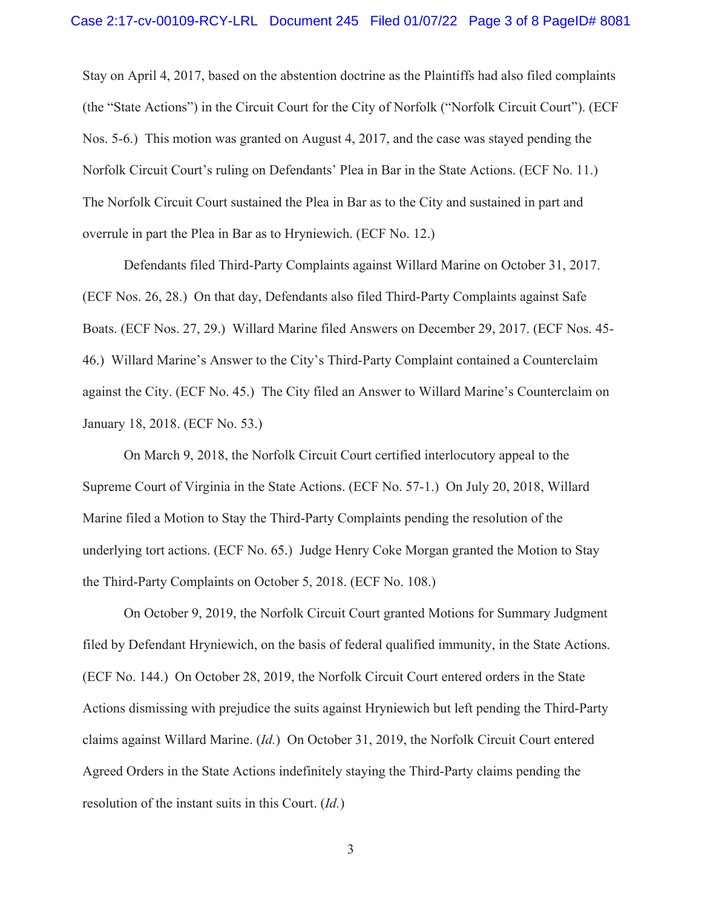Stay on April 4, 2017, based on the abstention doctrine as the Plaintiffs had also filed complaints (the "State Actions") in the Circuit Court for the City of Norfolk ("Norfolk Circuit Court"). (ECF Nos. 5-6.) This motion was granted on August 4, 2017, and the case was stayed pending the Norfolk Circuit Court's ruling on Defendants' Plea in Bar in the State Actions. (ECF No. 11.) The Norfolk Circuit Court sustained the Plea in Bar as to the City and sustained in part and overrule in part the Plea in Bar as to Hryniewich. (ECF No. 12.)

Defendants filed Third-Party Complaints against Willard Marine on October 31, 2017. (ECF Nos. 26, 28.) On that day, Defendants also filed Third-Party Complaints against Safe Boats. (ECF Nos. 27, 29.) Willard Marine filed Answers on December 29, 2017. (ECF Nos. 45-46.) Willard Marine's Answer to the City's Third-Party Complaint contained a Counterclaim against the City. (ECF No. 45.) The City filed an Answer to Willard Marine's Counterclaim on January 18, 2018. (ECF No. 53.)

On March 9, 2018, the Norfolk Circuit Court certified interlocutory appeal to the Supreme Court of Virginia in the State Actions. (ECF No. 57-1.) On July 20, 2018, Willard Marine filed a Motion to Stay the Third-Party Complaints pending the resolution of the underlying tort actions. (ECF No. 65.) Judge Henry Coke Morgan granted the Motion to Stay the Third-Party Complaints on October 5, 2018. (ECF No. 108.)

On October 9, 2019, the Norfolk Circuit Court granted Motions for Summary Judgment filed by Defendant Hryniewich, on the basis of federal qualified immunity, in the State Actions. (ECF No. 144.) On October 28, 2019, the Norfolk Circuit Court entered orders in the State Actions dismissing with prejudice the suits against Hryniewich but left pending the Third-Party claims against Willard Marine. (*Id.*) On October 31, 2019, the Norfolk Circuit Court entered Agreed Orders in the State Actions indefinitely staying the Third-Party claims pending the resolution of the instant suits in this Court. (*Id.*)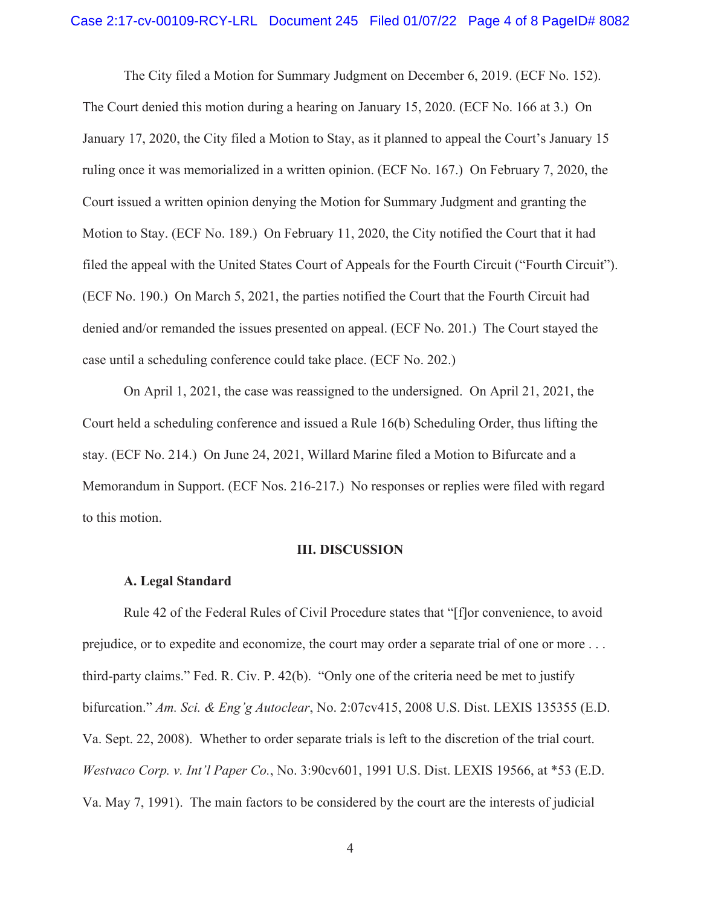The City filed a Motion for Summary Judgment on December 6, 2019. (ECF No. 152). The Court denied this motion during a hearing on January 15, 2020. (ECF No. 166 at 3.) On January 17, 2020, the City filed a Motion to Stay, as it planned to appeal the Court's January 15 ruling once it was memorialized in a written opinion. (ECF No. 167.) On February 7, 2020, the Court issued a written opinion denying the Motion for Summary Judgment and granting the Motion to Stay. (ECF No. 189.) On February 11, 2020, the City notified the Court that it had filed the appeal with the United States Court of Appeals for the Fourth Circuit ("Fourth Circuit"). (ECF No. 190.) On March 5, 2021, the parties notified the Court that the Fourth Circuit had denied and/or remanded the issues presented on appeal. (ECF No. 201.) The Court stayed the case until a scheduling conference could take place. (ECF No. 202.)

On April 1, 2021, the case was reassigned to the undersigned. On April 21, 2021, the Court held a scheduling conference and issued a Rule 16(b) Scheduling Order, thus lifting the stay. (ECF No. 214.) On June 24, 2021, Willard Marine filed a Motion to Bifurcate and a Memorandum in Support. (ECF Nos. 216-217.) No responses or replies were filed with regard to this motion.

## III. DISCUSSION

### A. Legal Standard

Rule 42 of the Federal Rules of Civil Procedure states that "[f]or convenience, to avoid prejudice, or to expedite and economize, the court may order a separate trial of one or more . . . third-party claims." Fed. R. Civ. P. 42(b). "Only one of the criteria need be met to justify bifurcation." *Am. Sci. & Eng'g Autoclear*, No. 2:07cv415, 2008 U.S. Dist. LEXIS 135355 (E.D. Va. Sept. 22, 2008). Whether to order separate trials is left to the discretion of the trial court. *Westvaco Corp. v. Int'l Paper Co.*, No. 3:90cv601, 1991 U.S. Dist. LEXIS 19566, at *53 (E.D. Va. May 7, 1991). The main factors to be considered by the court are the interests of judicial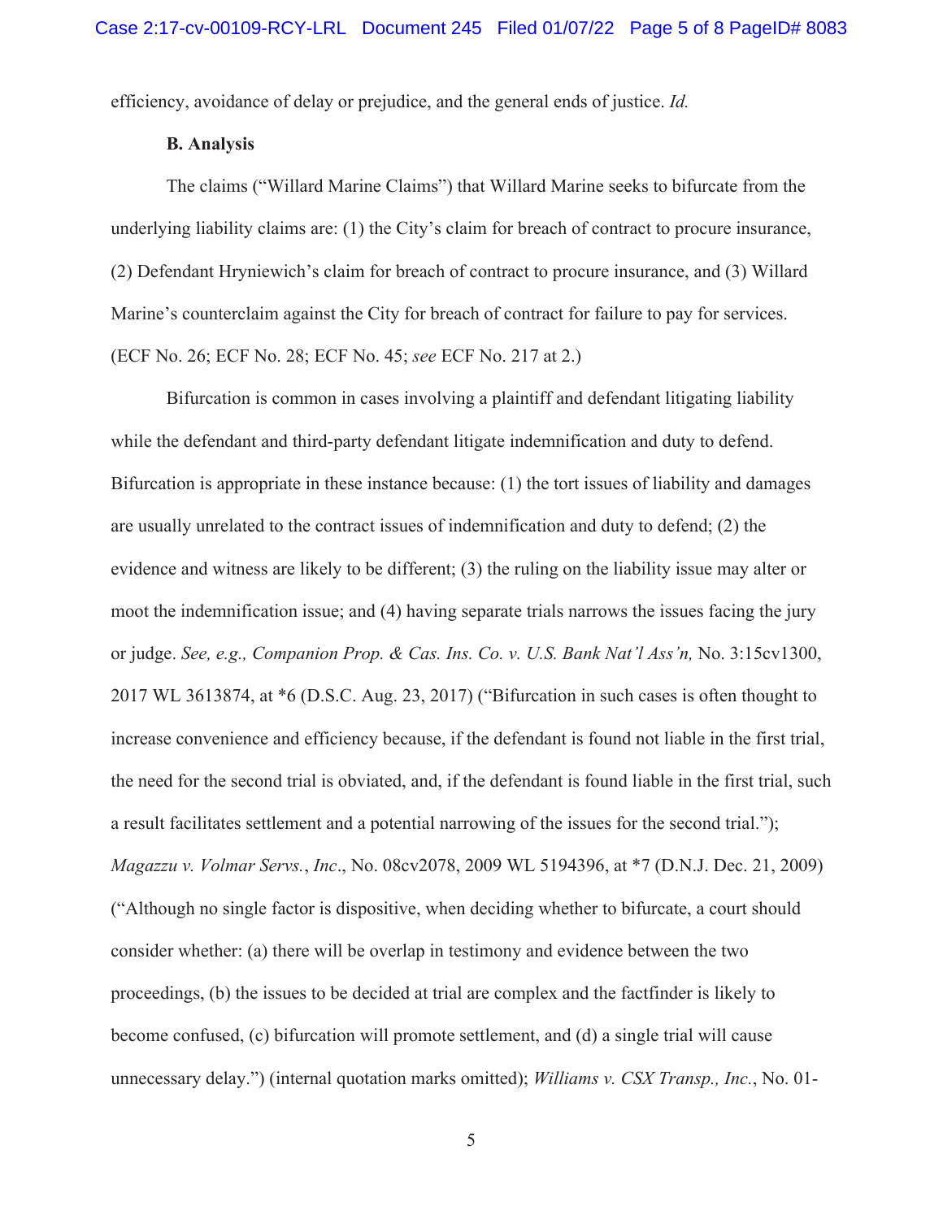efficiency, avoidance of delay or prejudice, and the general ends of justice. *Id.*

**B. Analysis**

The claims ("Willard Marine Claims") that Willard Marine seeks to bifurcate from the underlying liability claims are: (1) the City's claim for breach of contract to procure insurance, (2) Defendant Hryniewich's claim for breach of contract to procure insurance, and (3) Willard Marine's counterclaim against the City for breach of contract for failure to pay for services. (ECF No. 26; ECF No. 28; ECF No. 45; *see* ECF No. 217 at 2.)

Bifurcation is common in cases involving a plaintiff and defendant litigating liability while the defendant and third-party defendant litigate indemnification and duty to defend. Bifurcation is appropriate in these instance because: (1) the tort issues of liability and damages are usually unrelated to the contract issues of indemnification and duty to defend; (2) the evidence and witness are likely to be different; (3) the ruling on the liability issue may alter or moot the indemnification issue; and (4) having separate trials narrows the issues facing the jury or judge. *See, e.g., Companion Prop. & Cas. Ins. Co. v. U.S. Bank Nat'l Ass'n,* No. 3:15cv1300, 2017 WL 3613874, at *6 (D.S.C. Aug. 23, 2017) ("Bifurcation in such cases is often thought to increase convenience and efficiency because, if the defendant is found not liable in the first trial, the need for the second trial is obviated, and, if the defendant is found liable in the first trial, such a result facilitates settlement and a potential narrowing of the issues for the second trial."); *Magazzu v. Volmar Servs., Inc*., No. 08cv2078, 2009 WL 5194396, at *7 (D.N.J. Dec. 21, 2009) ("Although no single factor is dispositive, when deciding whether to bifurcate, a court should consider whether: (a) there will be overlap in testimony and evidence between the two proceedings, (b) the issues to be decided at trial are complex and the factfinder is likely to become confused, (c) bifurcation will promote settlement, and (d) a single trial will cause unnecessary delay.") (internal quotation marks omitted); *Williams v. CSX Transp., Inc.*, No. 01-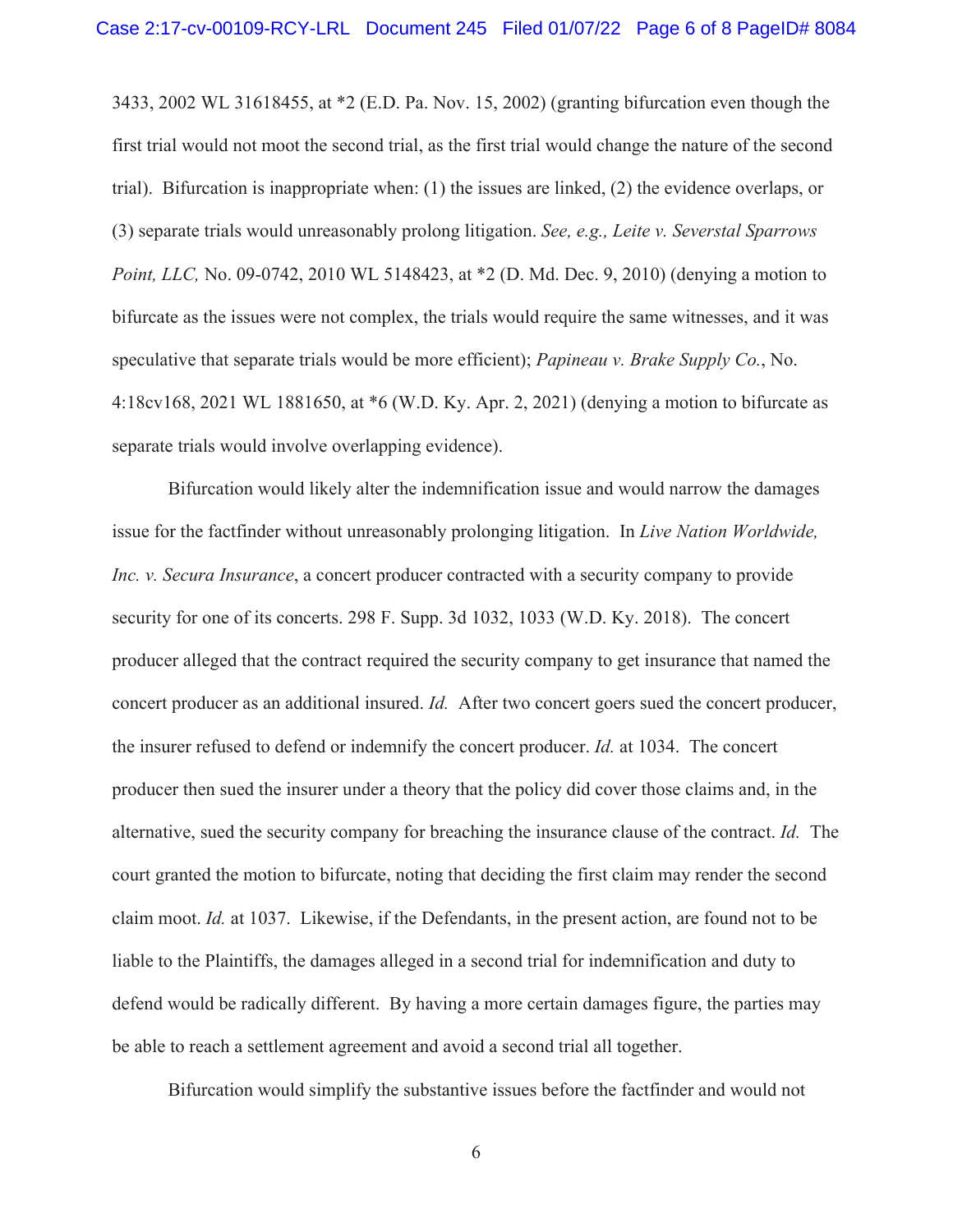3433, 2002 WL 31618455, at *2 (E.D. Pa. Nov. 15, 2002) (granting bifurcation even though the first trial would not moot the second trial, as the first trial would change the nature of the second trial). Bifurcation is inappropriate when: (1) the issues are linked, (2) the evidence overlaps, or (3) separate trials would unreasonably prolong litigation. *See, e.g., Leite v. Severstal Sparrows Point, LLC,* No. 09-0742, 2010 WL 5148423, at *2 (D. Md. Dec. 9, 2010) (denying a motion to bifurcate as the issues were not complex, the trials would require the same witnesses, and it was speculative that separate trials would be more efficient); *Papineau v. Brake Supply Co.*, No. 4:18cv168, 2021 WL 1881650, at *6 (W.D. Ky. Apr. 2, 2021) (denying a motion to bifurcate as separate trials would involve overlapping evidence).

Bifurcation would likely alter the indemnification issue and would narrow the damages issue for the factfinder without unreasonably prolonging litigation. In *Live Nation Worldwide, Inc. v. Secura Insurance*, a concert producer contracted with a security company to provide security for one of its concerts. 298 F. Supp. 3d 1032, 1033 (W.D. Ky. 2018). The concert producer alleged that the contract required the security company to get insurance that named the concert producer as an additional insured. *Id.* After two concert goers sued the concert producer, the insurer refused to defend or indemnify the concert producer. *Id.* at 1034. The concert producer then sued the insurer under a theory that the policy did cover those claims and, in the alternative, sued the security company for breaching the insurance clause of the contract. *Id.* The court granted the motion to bifurcate, noting that deciding the first claim may render the second claim moot. *Id.* at 1037. Likewise, if the Defendants, in the present action, are found not to be liable to the Plaintiffs, the damages alleged in a second trial for indemnification and duty to defend would be radically different. By having a more certain damages figure, the parties may be able to reach a settlement agreement and avoid a second trial all together.

Bifurcation would simplify the substantive issues before the factfinder and would not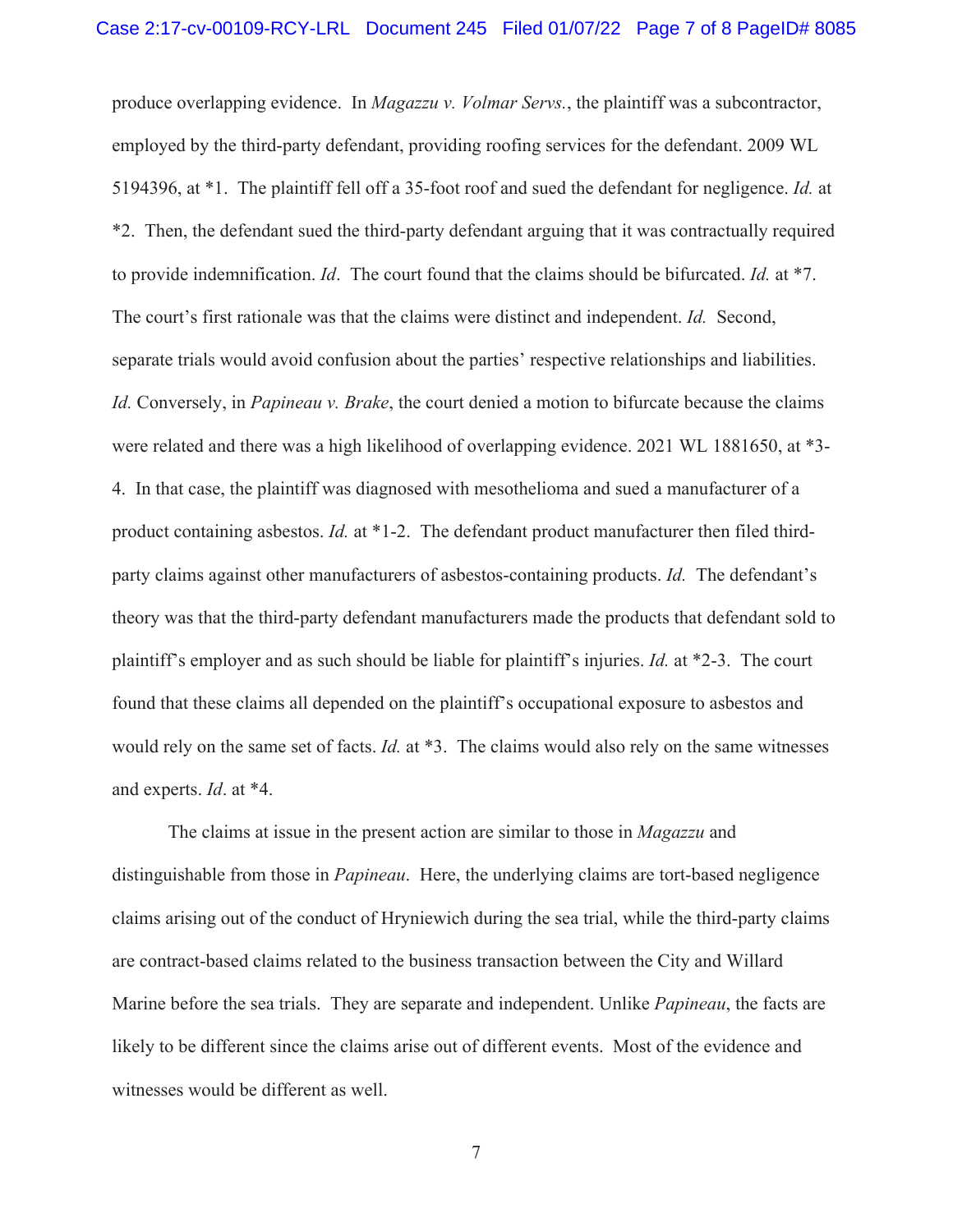produce overlapping evidence. In *Magazzu v. Volmar Servs.*, the plaintiff was a subcontractor, employed by the third-party defendant, providing roofing services for the defendant. 2009 WL 5194396, at *1. The plaintiff fell off a 35-foot roof and sued the defendant for negligence. *Id.* at *2. Then, the defendant sued the third-party defendant arguing that it was contractually required to provide indemnification. *Id*. The court found that the claims should be bifurcated. *Id.* at *7. The court's first rationale was that the claims were distinct and independent. *Id.* Second, separate trials would avoid confusion about the parties' respective relationships and liabilities. *Id.* Conversely, in *Papineau v. Brake*, the court denied a motion to bifurcate because the claims were related and there was a high likelihood of overlapping evidence. 2021 WL 1881650, at *3-4. In that case, the plaintiff was diagnosed with mesothelioma and sued a manufacturer of a product containing asbestos. *Id.* at *1-2. The defendant product manufacturer then filed third-party claims against other manufacturers of asbestos-containing products. *Id.* The defendant's theory was that the third-party defendant manufacturers made the products that defendant sold to plaintiff's employer and as such should be liable for plaintiff's injuries. *Id.* at *2-3. The court found that these claims all depended on the plaintiff's occupational exposure to asbestos and would rely on the same set of facts. *Id.* at *3. The claims would also rely on the same witnesses and experts. *Id*. at *4.

The claims at issue in the present action are similar to those in *Magazzu* and distinguishable from those in *Papineau*. Here, the underlying claims are tort-based negligence claims arising out of the conduct of Hryniewich during the sea trial, while the third-party claims are contract-based claims related to the business transaction between the City and Willard Marine before the sea trials. They are separate and independent. Unlike *Papineau*, the facts are likely to be different since the claims arise out of different events. Most of the evidence and witnesses would be different as well.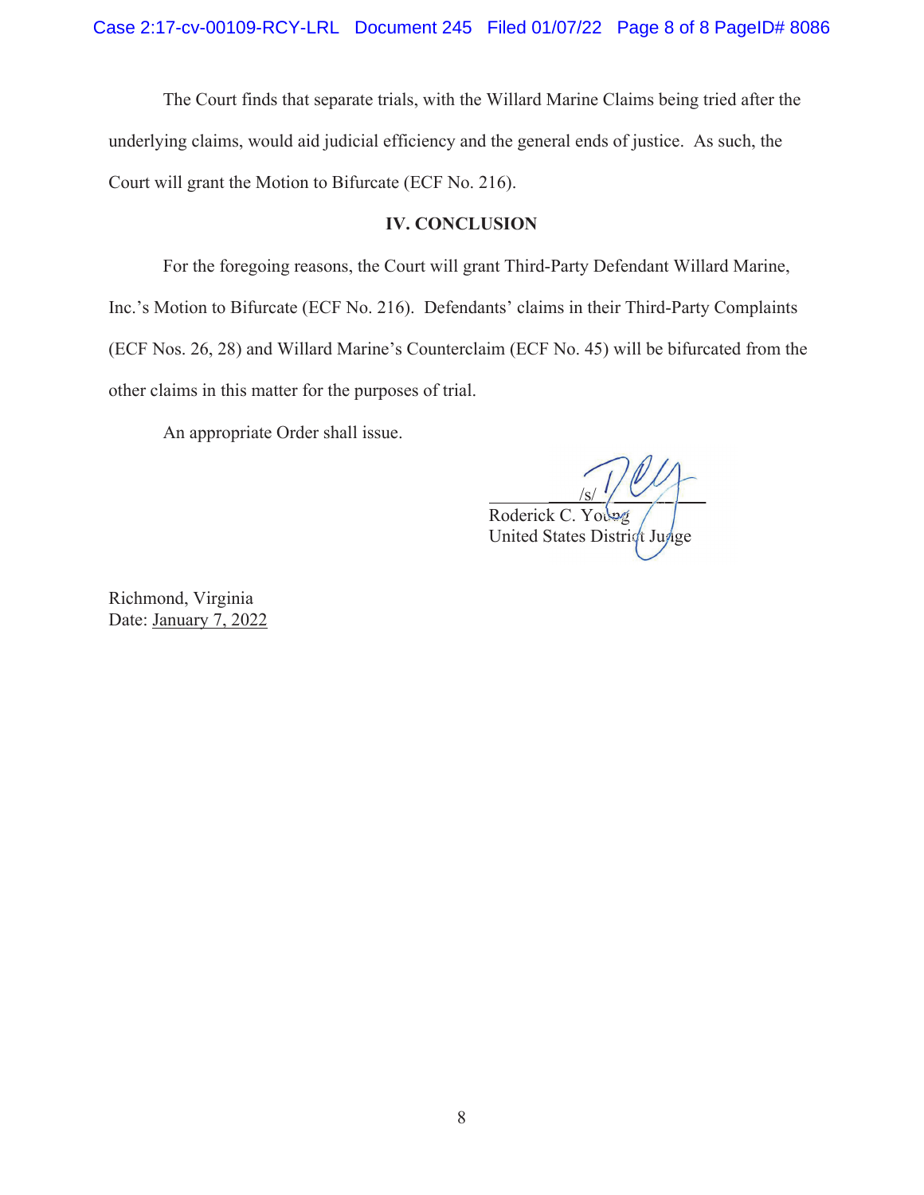The Court finds that separate trials, with the Willard Marine Claims being tried after the underlying claims, would aid judicial efficiency and the general ends of justice. As such, the Court will grant the Motion to Bifurcate (ECF No. 216).

## IV. CONCLUSION

For the foregoing reasons, the Court will grant Third-Party Defendant Willard Marine, Inc.'s Motion to Bifurcate (ECF No. 216). Defendants' claims in their Third-Party Complaints (ECF Nos. 26, 28) and Willard Marine's Counterclaim (ECF No. 45) will be bifurcated from the other claims in this matter for the purposes of trial.

An appropriate Order shall issue.

/s/
Roderick C. Young
United States District Judge

Richmond, Virginia
Date: January 7, 2022